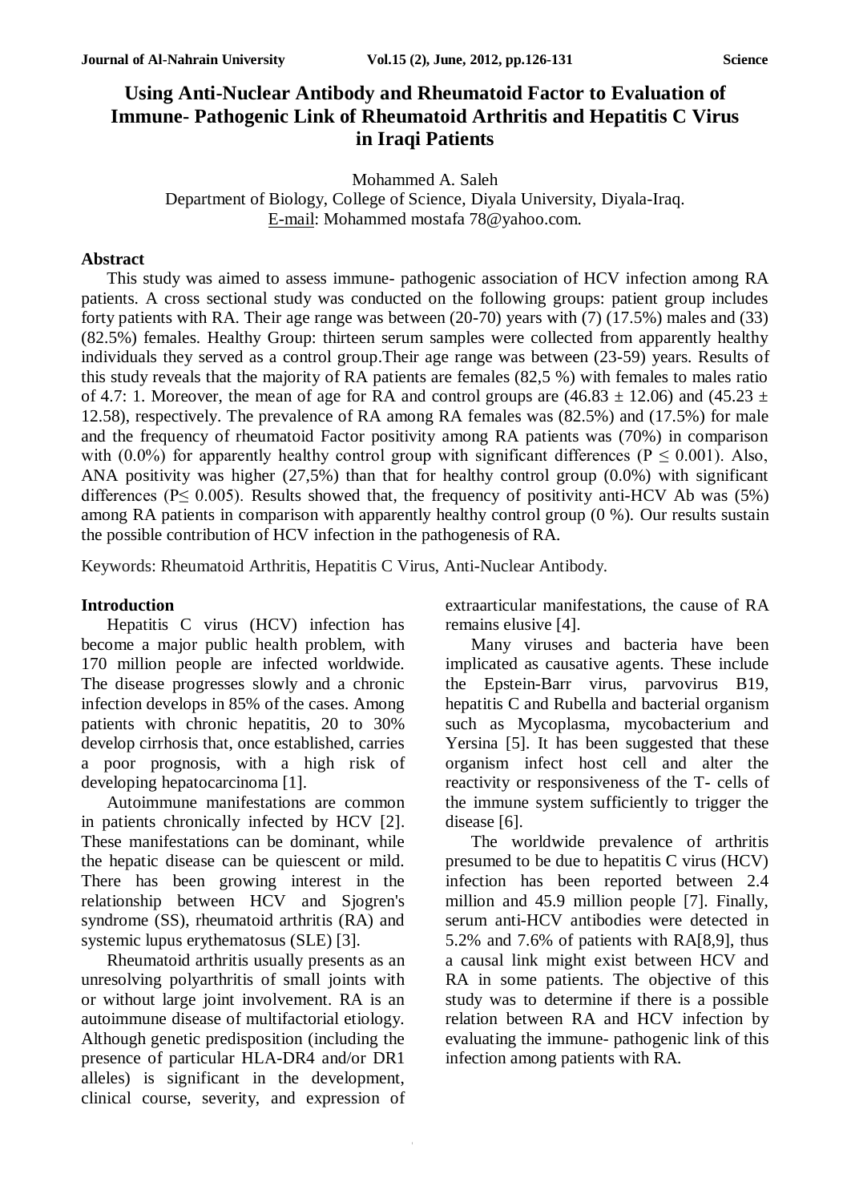# Using Anti-Nuclear Antibody and Rheumatoid Factor to Evaluation of Immune- Pathogenic Link of Rheumatoid Arthritis and Hepatitis C Virus in Iraqi Patients

Mohammed A. Saleh

Department of Biology, College of Science, Diyala University, Diyala-Iraq.

E-mail: Mohammed mostafa 78@yahoo.com.

## Abstract

This study was aimed to assess immune- pathogenic association of HCV infection among RA patients. A cross sectional study was conducted on the following groups: patient group includes forty patients with RA. Their age range was between (20-70) years with (7) (17.5%) males and (33) (82.5%) females. Healthy Group: thirteen serum samples were collected from apparently healthy individuals they served as a control group.Their age range was between (23-59) years. Results of this study reveals that the majority of RA patients are females (82,5 %) with females to males ratio of 4.7: 1. Moreover, the mean of age for RA and control groups are ($46.83 \pm 12.06$) and ($45.23 \pm 12.58$), respectively. The prevalence of RA among RA females was (82.5%) and (17.5%) for male and the frequency of rheumatoid Factor positivity among RA patients was (70%) in comparison with (0.0%) for apparently healthy control group with significant differences ($P \leq 0.001$). Also, ANA positivity was higher (27,5%) than that for healthy control group (0.0%) with significant differences ($P \leq 0.005$). Results showed that, the frequency of positivity anti-HCV Ab was (5%) among RA patients in comparison with apparently healthy control group (0 %). Our results sustain the possible contribution of HCV infection in the pathogenesis of RA.

Keywords: Rheumatoid Arthritis, Hepatitis C Virus, Anti-Nuclear Antibody.

## Introduction

Hepatitis C virus (HCV) infection has become a major public health problem, with 170 million people are infected worldwide. The disease progresses slowly and a chronic infection develops in 85% of the cases. Among patients with chronic hepatitis, 20 to 30% develop cirrhosis that, once established, carries a poor prognosis, with a high risk of developing hepatocarcinoma [1].

Autoimmune manifestations are common in patients chronically infected by HCV [2]. These manifestations can be dominant, while the hepatic disease can be quiescent or mild. There has been growing interest in the relationship between HCV and Sjogren's syndrome (SS), rheumatoid arthritis (RA) and systemic lupus erythematosus (SLE) [3].

Rheumatoid arthritis usually presents as an unresolving polyarthritis of small joints with or without large joint involvement. RA is an autoimmune disease of multifactorial etiology. Although genetic predisposition (including the presence of particular HLA-DR4 and/or DR1 alleles) is significant in the development, clinical course, severity, and expression of extraarticular manifestations, the cause of RA remains elusive [4].

Many viruses and bacteria have been implicated as causative agents. These include the Epstein-Barr virus, parvovirus B19, hepatitis C and Rubella and bacterial organism such as Mycoplasma, mycobacterium and Yersina [5]. It has been suggested that these organism infect host cell and alter the reactivity or responsiveness of the T- cells of the immune system sufficiently to trigger the disease [6].

The worldwide prevalence of arthritis presumed to be due to hepatitis C virus (HCV) infection has been reported between 2.4 million and 45.9 million people [7]. Finally, serum anti-HCV antibodies were detected in 5.2% and 7.6% of patients with RA[8,9], thus a causal link might exist between HCV and RA in some patients. The objective of this study was to determine if there is a possible relation between RA and HCV infection by evaluating the immune- pathogenic link of this infection among patients with RA.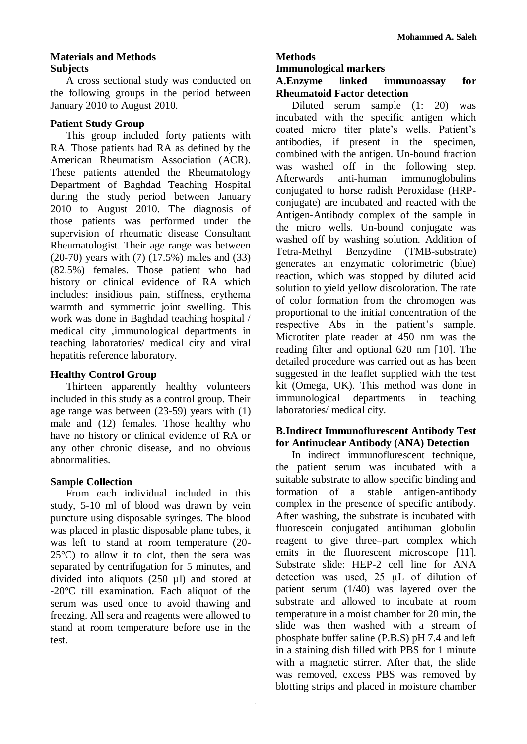## Materials and Methods

### Subjects

A cross sectional study was conducted on the following groups in the period between January 2010 to August 2010.

### Patient Study Group

This group included forty patients with RA. Those patients had RA as defined by the American Rheumatism Association (ACR). These patients attended the Rheumatology Department of Baghdad Teaching Hospital during the study period between January 2010 to August 2010. The diagnosis of those patients was performed under the supervision of rheumatic disease Consultant Rheumatologist. Their age range was between (20-70) years with (7) (17.5%) males and (33) (82.5%) females. Those patient who had history or clinical evidence of RA which includes: insidious pain, stiffness, erythema warmth and symmetric joint swelling. This work was done in Baghdad teaching hospital / medical city ,immunological departments in teaching laboratories/ medical city and viral hepatitis reference laboratory.

### Healthy Control Group

Thirteen apparently healthy volunteers included in this study as a control group. Their age range was between (23-59) years with (1) male and (12) females. Those healthy who have no history or clinical evidence of RA or any other chronic disease, and no obvious abnormalities.

### Sample Collection

From each individual included in this study, 5-10 ml of blood was drawn by vein puncture using disposable syringes. The blood was placed in plastic disposable plane tubes, it was left to stand at room temperature (20-25°C) to allow it to clot, then the sera was separated by centrifugation for 5 minutes, and divided into aliquots (250 µl) and stored at -20°C till examination. Each aliquot of the serum was used once to avoid thawing and freezing. All sera and reagents were allowed to stand at room temperature before use in the test.

## Methods

### Immunological markers

### A.Enzyme linked immunoassay for Rheumatoid Factor detection

Diluted serum sample (1: 20) was incubated with the specific antigen which coated micro titer plate's wells. Patient's antibodies, if present in the specimen, combined with the antigen. Un-bound fraction was washed off in the following step. Afterwards anti-human immunoglobulins conjugated to horse radish Peroxidase (HRP-conjugate) are incubated and reacted with the Antigen-Antibody complex of the sample in the micro wells. Un-bound conjugate was washed off by washing solution. Addition of Tetra-Methyl Benzydine (TMB-substrate) generates an enzymatic colorimetric (blue) reaction, which was stopped by diluted acid solution to yield yellow discoloration. The rate of color formation from the chromogen was proportional to the initial concentration of the respective Abs in the patient's sample. Microtiter plate reader at 450 nm was the reading filter and optional 620 nm [10]. The detailed procedure was carried out as has been suggested in the leaflet supplied with the test kit (Omega, UK). This method was done in immunological departments in teaching laboratories/ medical city.

### B.Indirect Immunoflurescent Antibody Test for Antinuclear Antibody (ANA) Detection

In indirect immunoflurescent technique, the patient serum was incubated with a suitable substrate to allow specific binding and formation of a stable antigen-antibody complex in the presence of specific antibody. After washing, the substrate is incubated with fluorescein conjugated antihuman globulin reagent to give three–part complex which emits in the fluorescent microscope [11]. Substrate slide: HEP-2 cell line for ANA detection was used, 25 µL of dilution of patient serum (1/40) was layered over the substrate and allowed to incubate at room temperature in a moist chamber for 20 min, the slide was then washed with a stream of phosphate buffer saline (P.B.S) pH 7.4 and left in a staining dish filled with PBS for 1 minute with a magnetic stirrer. After that, the slide was removed, excess PBS was removed by blotting strips and placed in moisture chamber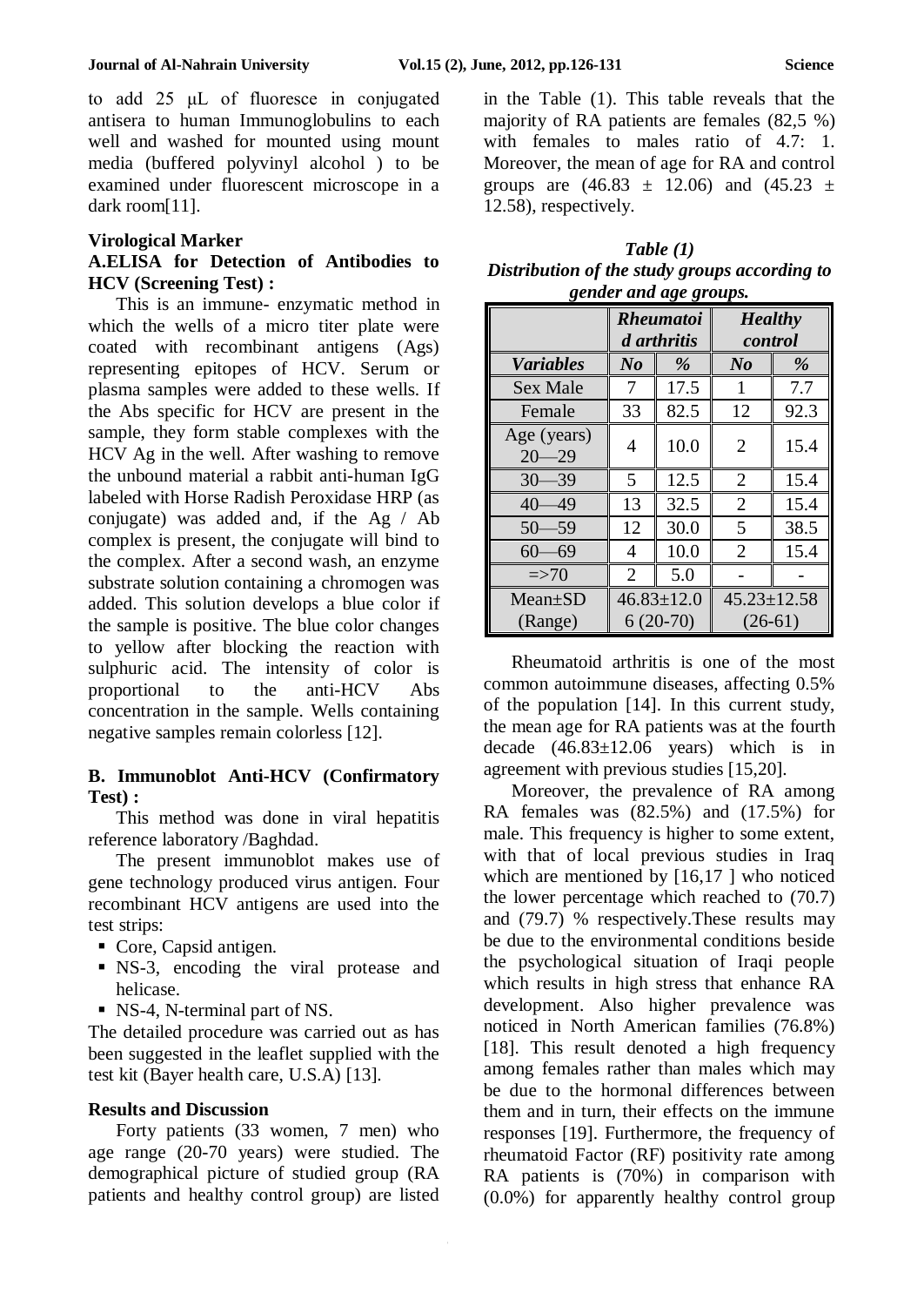to add 25 μL of fluoresce in conjugated antisera to human Immunoglobulins to each well and washed for mounted using mount media (buffered polyvinyl alcohol ) to be examined under fluorescent microscope in a dark room[11].

**Virological Marker**

**A.ELISA for Detection of Antibodies to HCV (Screening Test) :**

This is an immune- enzymatic method in which the wells of a micro titer plate were coated with recombinant antigens (Ags) representing epitopes of HCV. Serum or plasma samples were added to these wells. If the Abs specific for HCV are present in the sample, they form stable complexes with the HCV Ag in the well. After washing to remove the unbound material a rabbit anti-human IgG labeled with Horse Radish Peroxidase HRP (as conjugate) was added and, if the Ag / Ab complex is present, the conjugate will bind to the complex. After a second wash, an enzyme substrate solution containing a chromogen was added. This solution develops a blue color if the sample is positive. The blue color changes to yellow after blocking the reaction with sulphuric acid. The intensity of color is proportional to the anti-HCV Abs concentration in the sample. Wells containing negative samples remain colorless [12].

**B. Immunoblot Anti-HCV (Confirmatory Test) :**

This method was done in viral hepatitis reference laboratory /Baghdad.

The present immunoblot makes use of gene technology produced virus antigen. Four recombinant HCV antigens are used into the test strips:

- Core, Capsid antigen.
- NS-3, encoding the viral protease and helicase.
- NS-4, N-terminal part of NS.

The detailed procedure was carried out as has been suggested in the leaflet supplied with the test kit (Bayer health care, U.S.A) [13].

**Results and Discussion**

Forty patients (33 women, 7 men) who age range (20-70 years) were studied. The demographical picture of studied group (RA patients and healthy control group) are listed in the Table (1). This table reveals that the majority of RA patients are females (82,5 %) with females to males ratio of 4.7: 1. Moreover, the mean of age for RA and control groups are (46.83 ± 12.06) and (45.23 ± 12.58), respectively.

***Table (1)***
***Distribution of the study groups according to gender and age groups.***

| | Rheumatoid arthritis | | Healthy control | |
|---|---|---|---|---|
| ***Variables*** | ***No*** | ***%*** | ***No*** | ***%*** |
| Sex Male | 7 | 17.5 | 1 | 7.7 |
| Female | 33 | 82.5 | 12 | 92.3 |
| Age (years) 20—29 | 4 | 10.0 | 2 | 15.4 |
| 30—39 | 5 | 12.5 | 2 | 15.4 |
| 40—49 | 13 | 32.5 | 2 | 15.4 |
| 50—59 | 12 | 30.0 | 5 | 38.5 |
| 60—69 | 4 | 10.0 | 2 | 15.4 |
| =>70 | 2 | 5.0 | - | - |
| Mean±SD (Range) | 46.83±12.06 (20-70) | | 45.23±12.58 (26-61) | |

Rheumatoid arthritis is one of the most common autoimmune diseases, affecting 0.5% of the population [14]. In this current study, the mean age for RA patients was at the fourth decade (46.83±12.06 years) which is in agreement with previous studies [15,20].

Moreover, the prevalence of RA among RA females was (82.5%) and (17.5%) for male. This frequency is higher to some extent, with that of local previous studies in Iraq which are mentioned by [16,17 ] who noticed the lower percentage which reached to (70.7) and (79.7) % respectively.These results may be due to the environmental conditions beside the psychological situation of Iraqi people which results in high stress that enhance RA development. Also higher prevalence was noticed in North American families (76.8%) [18]. This result denoted a high frequency among females rather than males which may be due to the hormonal differences between them and in turn, their effects on the immune responses [19]. Furthermore, the frequency of rheumatoid Factor (RF) positivity rate among RA patients is (70%) in comparison with (0.0%) for apparently healthy control group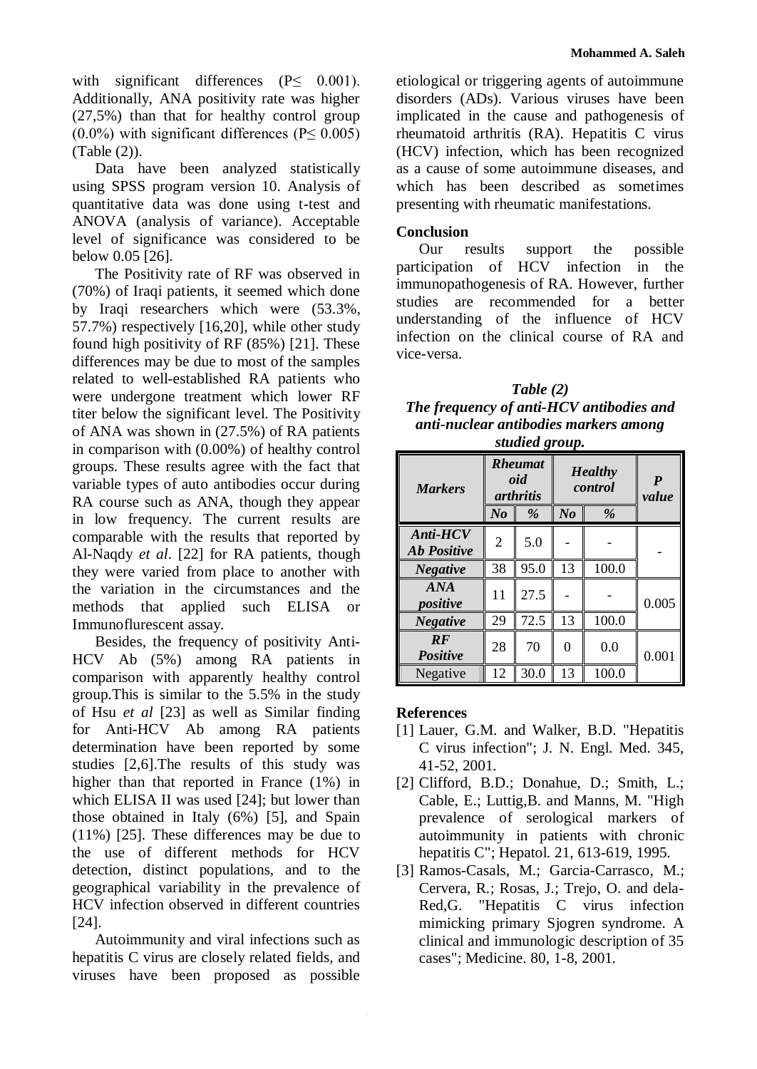with significant differences (P≤ 0.001). Additionally, ANA positivity rate was higher (27,5%) than that for healthy control group (0.0%) with significant differences (P≤ 0.005) (Table (2)).

Data have been analyzed statistically using SPSS program version 10. Analysis of quantitative data was done using t-test and ANOVA (analysis of variance). Acceptable level of significance was considered to be below 0.05 [26].

The Positivity rate of RF was observed in (70%) of Iraqi patients, it seemed which done by Iraqi researchers which were (53.3%, 57.7%) respectively [16,20], while other study found high positivity of RF (85%) [21]. These differences may be due to most of the samples related to well-established RA patients who were undergone treatment which lower RF titer below the significant level. The Positivity of ANA was shown in (27.5%) of RA patients in comparison with (0.00%) of healthy control groups. These results agree with the fact that variable types of auto antibodies occur during RA course such as ANA, though they appear in low frequency. The current results are comparable with the results that reported by Al-Naqdy *et al*. [22] for RA patients, though they were varied from place to another with the variation in the circumstances and the methods that applied such ELISA or Immunoflurescent assay.

Besides, the frequency of positivity Anti-HCV Ab (5%) among RA patients in comparison with apparently healthy control group.This is similar to the 5.5% in the study of Hsu *et al* [23] as well as Similar finding for Anti-HCV Ab among RA patients determination have been reported by some studies [2,6].The results of this study was higher than that reported in France (1%) in which ELISA II was used [24]; but lower than those obtained in Italy (6%) [5], and Spain (11%) [25]. These differences may be due to the use of different methods for HCV detection, distinct populations, and to the geographical variability in the prevalence of HCV infection observed in different countries [24].

Autoimmunity and viral infections such as hepatitis C virus are closely related fields, and viruses have been proposed as possible etiological or triggering agents of autoimmune disorders (ADs). Various viruses have been implicated in the cause and pathogenesis of rheumatoid arthritis (RA). Hepatitis C virus (HCV) infection, which has been recognized as a cause of some autoimmune diseases, and which has been described as sometimes presenting with rheumatic manifestations.

## Conclusion

Our results support the possible participation of HCV infection in the immunopathogenesis of RA. However, further studies are recommended for a better understanding of the influence of HCV infection on the clinical course of RA and vice-versa.

***Table (2)***
***The frequency of anti-HCV antibodies and anti-nuclear antibodies markers among studied group.***

| *Markers* | *Rheumatoid arthritis* | | *Healthy control* | | *P value* |
|---|---|---|---|---|---|
| | *No* | *%* | *No* | *%* | |
| *Anti-HCV Ab Positive* | 2 | 5.0 | - | - | - |
| *Negative* | 38 | 95.0 | 13 | 100.0 | |
| *ANA positive* | 11 | 27.5 | - | - | 0.005 |
| *Negative* | 29 | 72.5 | 13 | 100.0 | |
| *RF Positive* | 28 | 70 | 0 | 0.0 | 0.001 |
| Negative | 12 | 30.0 | 13 | 100.0 | |

## References

[1] Lauer, G.M. and Walker, B.D. "Hepatitis C virus infection"; J. N. Engl. Med. 345, 41-52, 2001.

[2] Clifford, B.D.; Donahue, D.; Smith, L.; Cable, E.; Luttig,B. and Manns, M. "High prevalence of serological markers of autoimmunity in patients with chronic hepatitis C"; Hepatol. 21, 613-619, 1995.

[3] Ramos-Casals, M.; Garcia-Carrasco, M.; Cervera, R.; Rosas, J.; Trejo, O. and dela-Red,G. "Hepatitis C virus infection mimicking primary Sjogren syndrome. A clinical and immunologic description of 35 cases"; Medicine. 80, 1-8, 2001.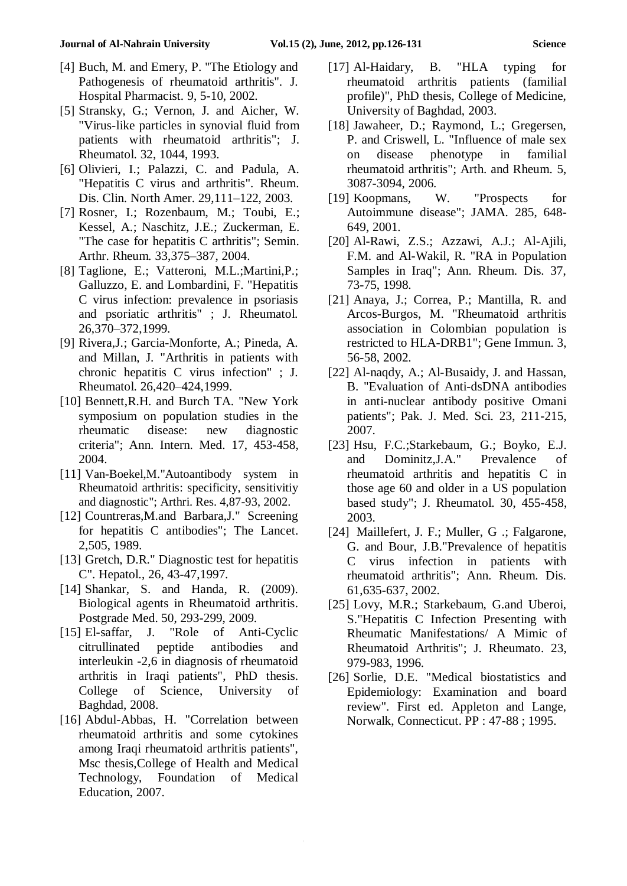[4] Buch, M. and Emery, P. "The Etiology and Pathogenesis of rheumatoid arthritis". J. Hospital Pharmacist. 9, 5-10, 2002.

[5] Stransky, G.; Vernon, J. and Aicher, W. "Virus-like particles in synovial fluid from patients with rheumatoid arthritis"; J. Rheumatol. 32, 1044, 1993.

[6] Olivieri, I.; Palazzi, C. and Padula, A. "Hepatitis C virus and arthritis". Rheum. Dis. Clin. North Amer. 29,111–122, 2003.

[7] Rosner, I.; Rozenbaum, M.; Toubi, E.; Kessel, A.; Naschitz, J.E.; Zuckerman, E. "The case for hepatitis C arthritis"; Semin. Arthr. Rheum. 33,375–387, 2004.

[8] Taglione, E.; Vatteroni, M.L.;Martini,P.; Galluzzo, E. and Lombardini, F. "Hepatitis C virus infection: prevalence in psoriasis and psoriatic arthritis" ; J. Rheumatol. 26,370–372,1999.

[9] Rivera,J.; Garcia-Monforte, A.; Pineda, A. and Millan, J. "Arthritis in patients with chronic hepatitis C virus infection" ; J. Rheumatol. 26,420–424,1999.

[10] Bennett,R.H. and Burch TA. "New York symposium on population studies in the rheumatic disease: new diagnostic criteria"; Ann. Intern. Med. 17, 453-458, 2004.

[11] Van-Boekel,M."Autoantibody system in Rheumatoid arthritis: specificity, sensitivitiy and diagnostic"; Arthri. Res. 4,87-93, 2002.

[12] Countreras,M.and Barbara,J." Screening for hepatitis C antibodies"; The Lancet. 2,505, 1989.

[13] Gretch, D.R." Diagnostic test for hepatitis C". Hepatol., 26, 43-47,1997.

[14] Shankar, S. and Handa, R. (2009). Biological agents in Rheumatoid arthritis. Postgrade Med. 50, 293-299, 2009.

[15] El-saffar, J. "Role of Anti-Cyclic citrullinated peptide antibodies and interleukin -2,6 in diagnosis of rheumatoid arthritis in Iraqi patients", PhD thesis. College of Science, University of Baghdad, 2008.

[16] Abdul-Abbas, H. "Correlation between rheumatoid arthritis and some cytokines among Iraqi rheumatoid arthritis patients", Msc thesis,College of Health and Medical Technology, Foundation of Medical Education, 2007.

[17] Al-Haidary, B. "HLA typing for rheumatoid arthritis patients (familial profile)", PhD thesis, College of Medicine, University of Baghdad, 2003.

[18] Jawaheer, D.; Raymond, L.; Gregersen, P. and Criswell, L. "Influence of male sex on disease phenotype in familial rheumatoid arthritis"; Arth. and Rheum. 5, 3087-3094, 2006.

[19] Koopmans, W. "Prospects for Autoimmune disease"; JAMA. 285, 648-649, 2001.

[20] Al-Rawi, Z.S.; Azzawi, A.J.; Al-Ajili, F.M. and Al-Wakil, R. "RA in Population Samples in Iraq"; Ann. Rheum. Dis. 37, 73-75, 1998.

[21] Anaya, J.; Correa, P.; Mantilla, R. and Arcos-Burgos, M. "Rheumatoid arthritis association in Colombian population is restricted to HLA-DRB1"; Gene Immun. 3, 56-58, 2002.

[22] Al-naqdy, A.; Al-Busaidy, J. and Hassan, B. "Evaluation of Anti-dsDNA antibodies in anti-nuclear antibody positive Omani patients"; Pak. J. Med. Sci. 23, 211-215, 2007.

[23] Hsu, F.C.;Starkebaum, G.; Boyko, E.J. and Dominitz,J.A." Prevalence of rheumatoid arthritis and hepatitis C in those age 60 and older in a US population based study"; J. Rheumatol. 30, 455-458, 2003.

[24] Maillefert, J. F.; Muller, G .; Falgarone, G. and Bour, J.B."Prevalence of hepatitis C virus infection in patients with rheumatoid arthritis"; Ann. Rheum. Dis. 61,635-637, 2002.

[25] Lovy, M.R.; Starkebaum, G.and Uberoi, S."Hepatitis C Infection Presenting with Rheumatic Manifestations/ A Mimic of Rheumatoid Arthritis"; J. Rheumato. 23, 979-983, 1996.

[26] Sorlie, D.E. "Medical biostatistics and Epidemiology: Examination and board review". First ed. Appleton and Lange, Norwalk, Connecticut. PP : 47-88 ; 1995.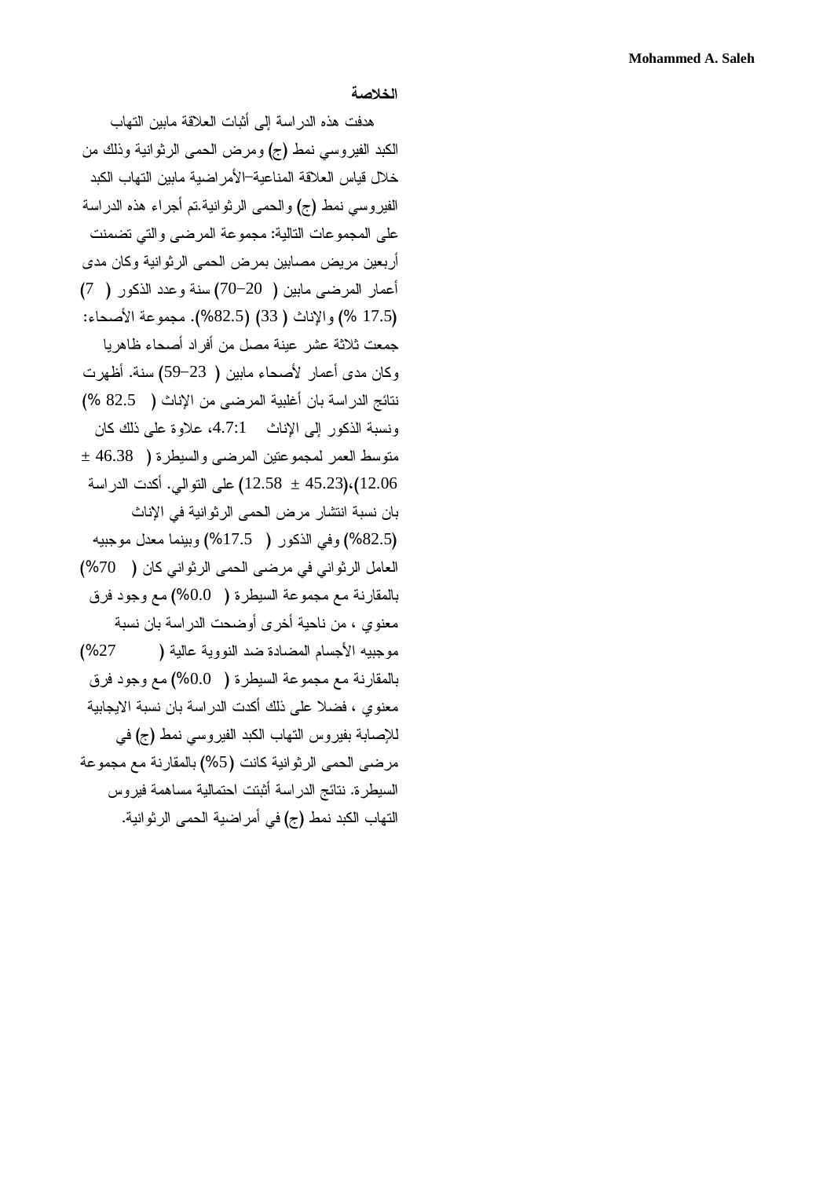## الخلاصة

هدفت هذه الدراسة إلى أثبات العلاقة مابين التهاب الكبد الفيروسي نمط (ج) ومرض الحمى الرثوانية وذلك من خلال قياس العلاقة المناعية–الأمراضية مابين التهاب الكبد الفيروسي نمط (ج) والحمى الرثوانية.تم أجراء هذه الدراسة على المجموعات التالية: مجموعة المرضى والتي تضمنت أربعين مريض مصابين بمرض الحمى الرثوانية وكان مدى أعمار المرضى مابين ( 20–70) سنة وعدد الذكور ( 7) (17.5 %) والإناث ( 33) (82.5%). مجموعة الأصحاء: جمعت ثلاثة عشر عينة مصل من أفراد أصحاء ظاهريا وكان مدى أعمار لأصحاء مابين ( 23–59) سنة. أظهرت نتائج الدراسة بان أغلبية المرضى من الإناث ( 82.5 %) ونسبة الذكور إلى الإناث 4.7:1، علاوة على ذلك كان متوسط العمر لمجموعتين المرضى والسيطرة ( 46.38 ± 12.06)،(45.23 ± 12.58) على التوالي. أكدت الدراسة بان نسبة انتشار مرض الحمى الرثوانية في الإناث (82.5%) وفي الذكور ( 17.5%) وبينما معدل موجبيه العامل الرثواني في مرضى الحمى الرثواني كان ( 70%) بالمقارنة مع مجموعة السيطرة ( 0.0%) مع وجود فرق معنوي ، من ناحية أخرى أوضحت الدراسة بان نسبة موجبيه الأجسام المضادة ضد النووية عالية ( 27%) بالمقارنة مع مجموعة السيطرة ( 0.0%) مع وجود فرق معنوي ، فضلا على ذلك أكدت الدراسة بان نسبة الايجابية للإصابة بفيروس التهاب الكبد الفيروسي نمط (ج) في مرضى الحمى الرثوانية كانت (5%) بالمقارنة مع مجموعة السيطرة. نتائج الدراسة أثبتت احتمالية مساهمة فيروس التهاب الكبد نمط (ج) في أمراضية الحمى الرثوانية.